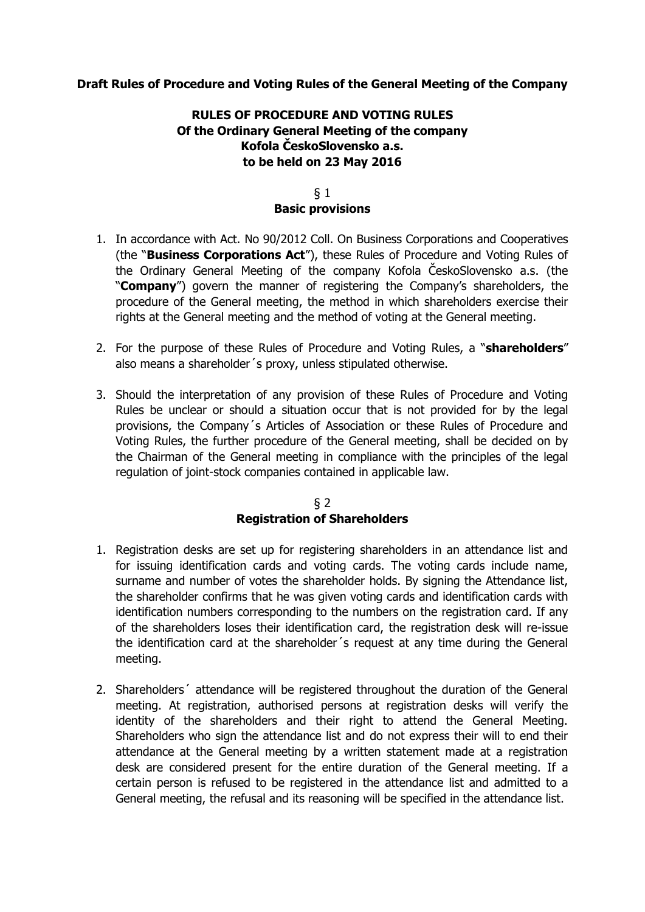**Draft Rules of Procedure and Voting Rules of the General Meeting of the Company**

# RULES OF PROCEDURE AND VOTING RULES
## Of the Ordinary General Meeting of the company
## Kofola ČeskoSlovensko a.s.
## to be held on 23 May 2016

### § 1
### Basic provisions

1. In accordance with Act. No 90/2012 Coll. On Business Corporations and Cooperatives (the "**Business Corporations Act**"), these Rules of Procedure and Voting Rules of the Ordinary General Meeting of the company Kofola ČeskoSlovensko a.s. (the "**Company**") govern the manner of registering the Company's shareholders, the procedure of the General meeting, the method in which shareholders exercise their rights at the General meeting and the method of voting at the General meeting.

2. For the purpose of these Rules of Procedure and Voting Rules, a "**shareholders**" also means a shareholder´s proxy, unless stipulated otherwise.

3. Should the interpretation of any provision of these Rules of Procedure and Voting Rules be unclear or should a situation occur that is not provided for by the legal provisions, the Company´s Articles of Association or these Rules of Procedure and Voting Rules, the further procedure of the General meeting, shall be decided on by the Chairman of the General meeting in compliance with the principles of the legal regulation of joint-stock companies contained in applicable law.

### § 2
### Registration of Shareholders

1. Registration desks are set up for registering shareholders in an attendance list and for issuing identification cards and voting cards. The voting cards include name, surname and number of votes the shareholder holds. By signing the Attendance list, the shareholder confirms that he was given voting cards and identification cards with identification numbers corresponding to the numbers on the registration card. If any of the shareholders loses their identification card, the registration desk will re-issue the identification card at the shareholder´s request at any time during the General meeting.

2. Shareholders´ attendance will be registered throughout the duration of the General meeting. At registration, authorised persons at registration desks will verify the identity of the shareholders and their right to attend the General Meeting. Shareholders who sign the attendance list and do not express their will to end their attendance at the General meeting by a written statement made at a registration desk are considered present for the entire duration of the General meeting. If a certain person is refused to be registered in the attendance list and admitted to a General meeting, the refusal and its reasoning will be specified in the attendance list.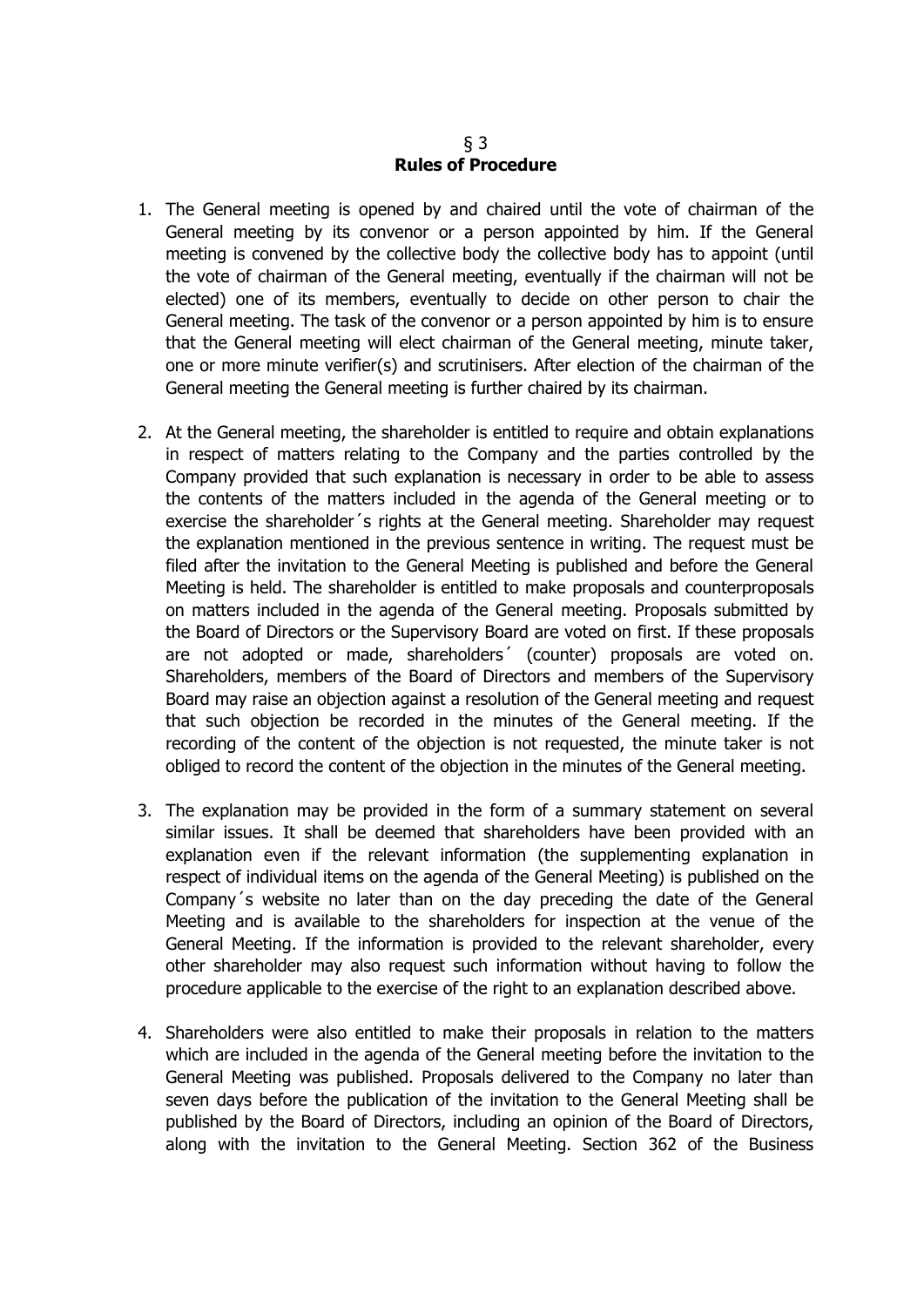## § 3
## Rules of Procedure

1. The General meeting is opened by and chaired until the vote of chairman of the General meeting by its convenor or a person appointed by him. If the General meeting is convened by the collective body the collective body has to appoint (until the vote of chairman of the General meeting, eventually if the chairman will not be elected) one of its members, eventually to decide on other person to chair the General meeting. The task of the convenor or a person appointed by him is to ensure that the General meeting will elect chairman of the General meeting, minute taker, one or more minute verifier(s) and scrutinisers. After election of the chairman of the General meeting the General meeting is further chaired by its chairman.

2. At the General meeting, the shareholder is entitled to require and obtain explanations in respect of matters relating to the Company and the parties controlled by the Company provided that such explanation is necessary in order to be able to assess the contents of the matters included in the agenda of the General meeting or to exercise the shareholder´s rights at the General meeting. Shareholder may request the explanation mentioned in the previous sentence in writing. The request must be filed after the invitation to the General Meeting is published and before the General Meeting is held. The shareholder is entitled to make proposals and counterproposals on matters included in the agenda of the General meeting. Proposals submitted by the Board of Directors or the Supervisory Board are voted on first. If these proposals are not adopted or made, shareholders´ (counter) proposals are voted on. Shareholders, members of the Board of Directors and members of the Supervisory Board may raise an objection against a resolution of the General meeting and request that such objection be recorded in the minutes of the General meeting. If the recording of the content of the objection is not requested, the minute taker is not obliged to record the content of the objection in the minutes of the General meeting.

3. The explanation may be provided in the form of a summary statement on several similar issues. It shall be deemed that shareholders have been provided with an explanation even if the relevant information (the supplementing explanation in respect of individual items on the agenda of the General Meeting) is published on the Company´s website no later than on the day preceding the date of the General Meeting and is available to the shareholders for inspection at the venue of the General Meeting. If the information is provided to the relevant shareholder, every other shareholder may also request such information without having to follow the procedure applicable to the exercise of the right to an explanation described above.

4. Shareholders were also entitled to make their proposals in relation to the matters which are included in the agenda of the General meeting before the invitation to the General Meeting was published. Proposals delivered to the Company no later than seven days before the publication of the invitation to the General Meeting shall be published by the Board of Directors, including an opinion of the Board of Directors, along with the invitation to the General Meeting. Section 362 of the Business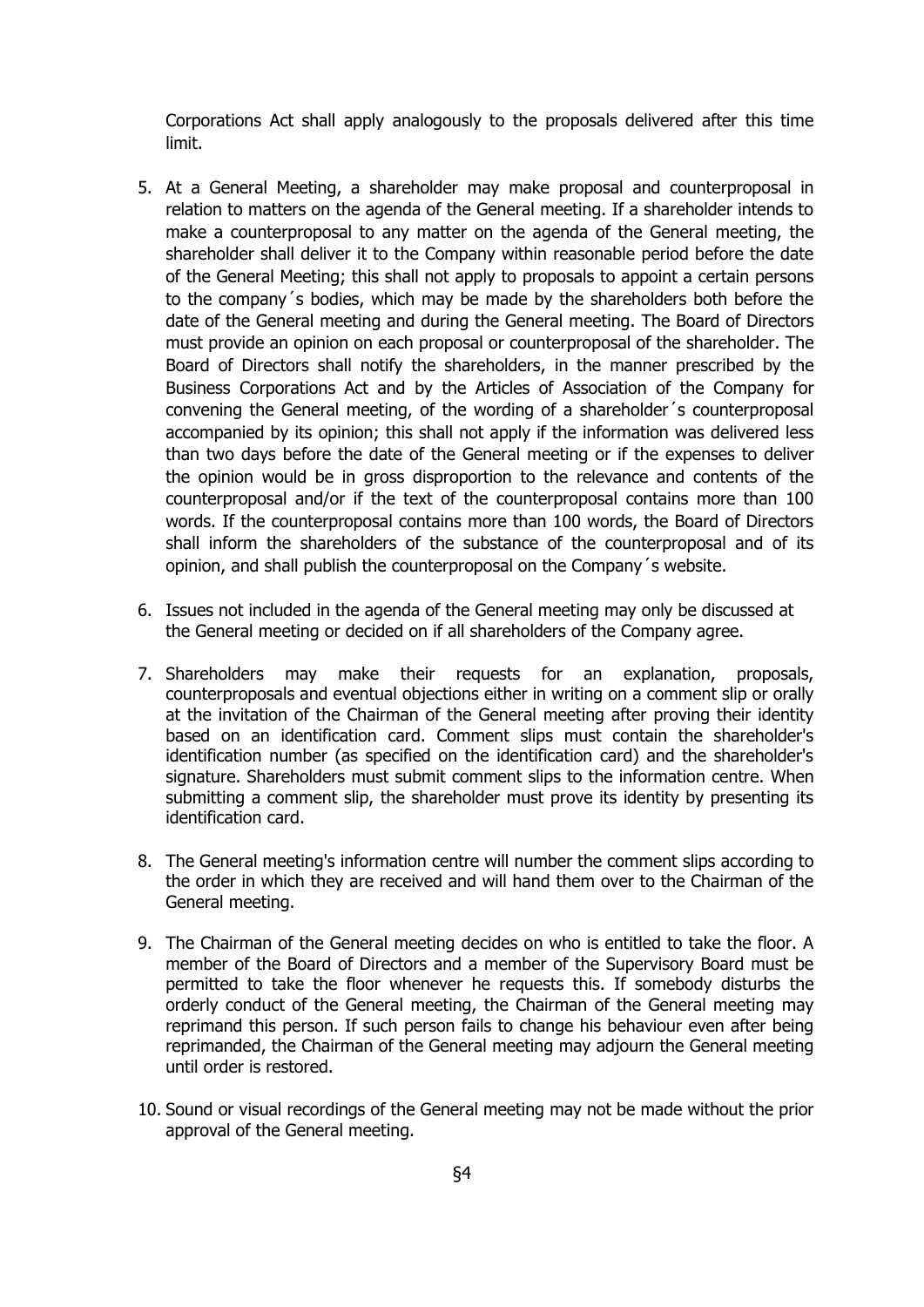Corporations Act shall apply analogously to the proposals delivered after this time limit.

5. At a General Meeting, a shareholder may make proposal and counterproposal in relation to matters on the agenda of the General meeting. If a shareholder intends to make a counterproposal to any matter on the agenda of the General meeting, the shareholder shall deliver it to the Company within reasonable period before the date of the General Meeting; this shall not apply to proposals to appoint a certain persons to the company´s bodies, which may be made by the shareholders both before the date of the General meeting and during the General meeting. The Board of Directors must provide an opinion on each proposal or counterproposal of the shareholder. The Board of Directors shall notify the shareholders, in the manner prescribed by the Business Corporations Act and by the Articles of Association of the Company for convening the General meeting, of the wording of a shareholder´s counterproposal accompanied by its opinion; this shall not apply if the information was delivered less than two days before the date of the General meeting or if the expenses to deliver the opinion would be in gross disproportion to the relevance and contents of the counterproposal and/or if the text of the counterproposal contains more than 100 words. If the counterproposal contains more than 100 words, the Board of Directors shall inform the shareholders of the substance of the counterproposal and of its opinion, and shall publish the counterproposal on the Company´s website.

6. Issues not included in the agenda of the General meeting may only be discussed at the General meeting or decided on if all shareholders of the Company agree.

7. Shareholders may make their requests for an explanation, proposals, counterproposals and eventual objections either in writing on a comment slip or orally at the invitation of the Chairman of the General meeting after proving their identity based on an identification card. Comment slips must contain the shareholder's identification number (as specified on the identification card) and the shareholder's signature. Shareholders must submit comment slips to the information centre. When submitting a comment slip, the shareholder must prove its identity by presenting its identification card.

8. The General meeting's information centre will number the comment slips according to the order in which they are received and will hand them over to the Chairman of the General meeting.

9. The Chairman of the General meeting decides on who is entitled to take the floor. A member of the Board of Directors and a member of the Supervisory Board must be permitted to take the floor whenever he requests this. If somebody disturbs the orderly conduct of the General meeting, the Chairman of the General meeting may reprimand this person. If such person fails to change his behaviour even after being reprimanded, the Chairman of the General meeting may adjourn the General meeting until order is restored.

10. Sound or visual recordings of the General meeting may not be made without the prior approval of the General meeting.

§4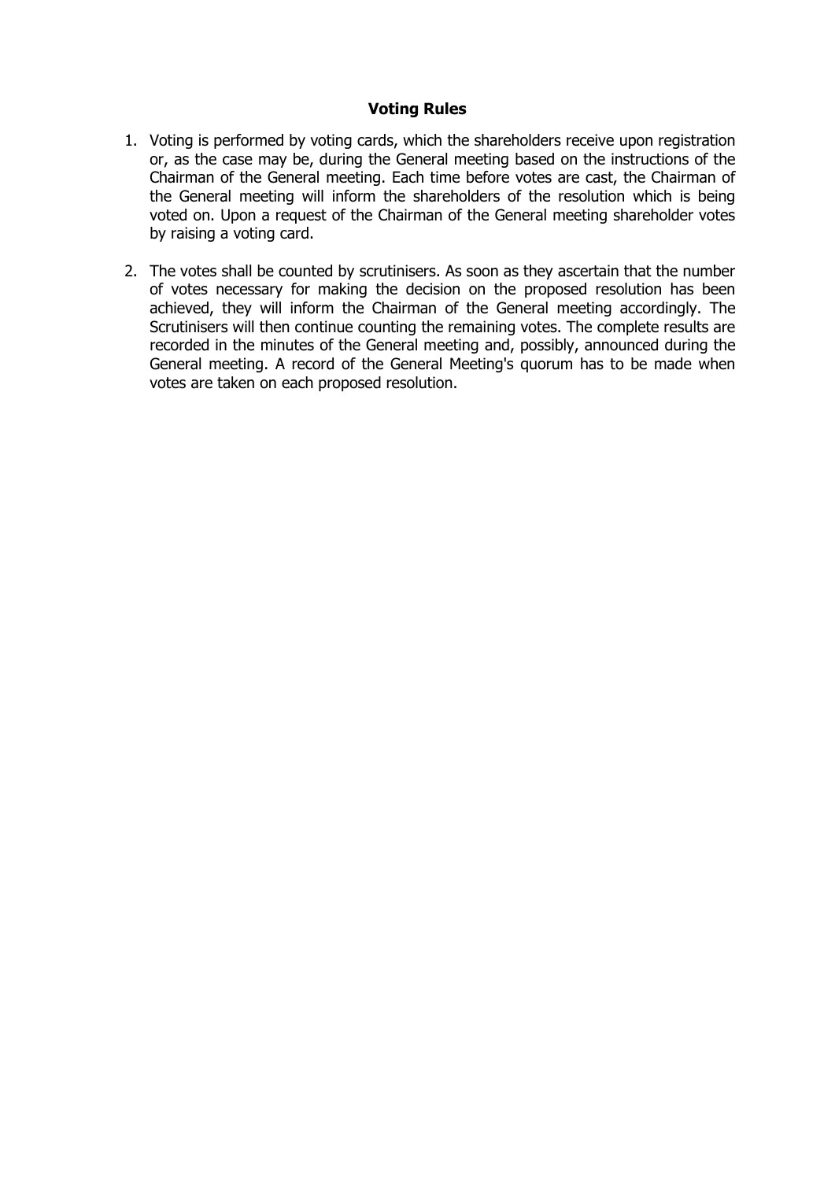**Voting Rules**

1. Voting is performed by voting cards, which the shareholders receive upon registration or, as the case may be, during the General meeting based on the instructions of the Chairman of the General meeting. Each time before votes are cast, the Chairman of the General meeting will inform the shareholders of the resolution which is being voted on. Upon a request of the Chairman of the General meeting shareholder votes by raising a voting card.

2. The votes shall be counted by scrutinisers. As soon as they ascertain that the number of votes necessary for making the decision on the proposed resolution has been achieved, they will inform the Chairman of the General meeting accordingly. The Scrutinisers will then continue counting the remaining votes. The complete results are recorded in the minutes of the General meeting and, possibly, announced during the General meeting. A record of the General Meeting's quorum has to be made when votes are taken on each proposed resolution.